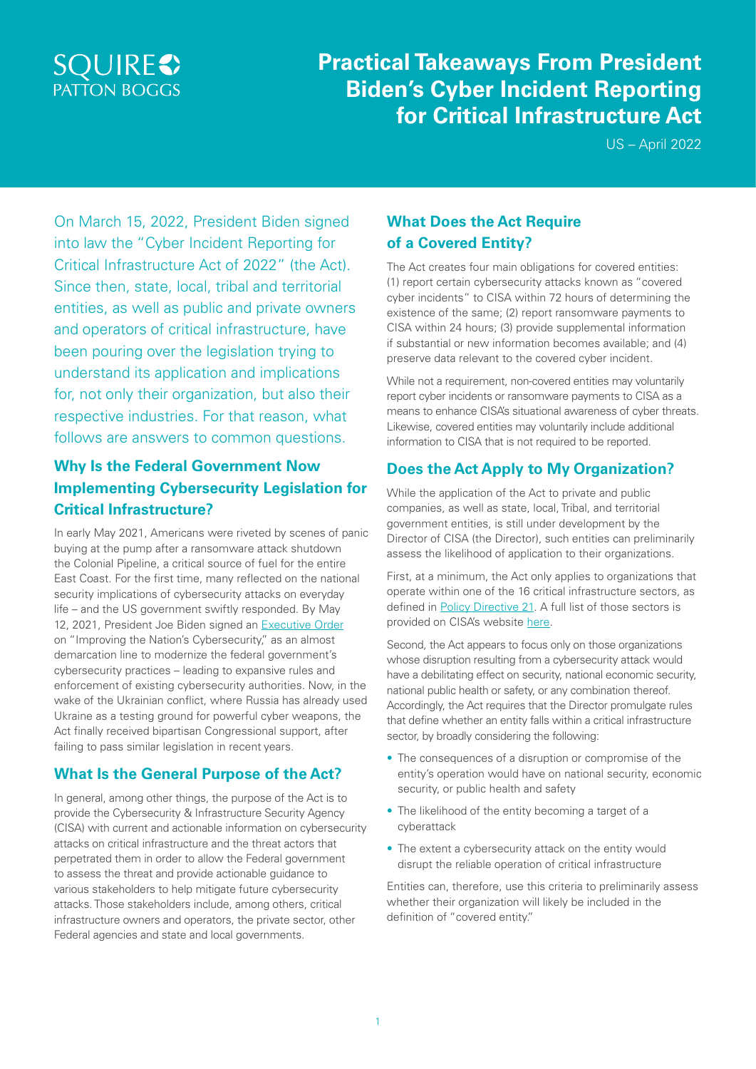# Practical Takeaways From President Biden's Cyber Incident Reporting for Critical Infrastructure Act

US – April 2022

On March 15, 2022, President Biden signed into law the "Cyber Incident Reporting for Critical Infrastructure Act of 2022" (the Act). Since then, state, local, tribal and territorial entities, as well as public and private owners and operators of critical infrastructure, have been pouring over the legislation trying to understand its application and implications for, not only their organization, but also their respective industries. For that reason, what follows are answers to common questions.

## Why Is the Federal Government Now Implementing Cybersecurity Legislation for Critical Infrastructure?

In early May 2021, Americans were riveted by scenes of panic buying at the pump after a ransomware attack shutdown the Colonial Pipeline, a critical source of fuel for the entire East Coast. For the first time, many reflected on the national security implications of cybersecurity attacks on everyday life – and the US government swiftly responded. By May 12, 2021, President Joe Biden signed an Executive Order on "Improving the Nation's Cybersecurity," as an almost demarcation line to modernize the federal government's cybersecurity practices – leading to expansive rules and enforcement of existing cybersecurity authorities. Now, in the wake of the Ukrainian conflict, where Russia has already used Ukraine as a testing ground for powerful cyber weapons, the Act finally received bipartisan Congressional support, after failing to pass similar legislation in recent years.

## What Is the General Purpose of the Act?

In general, among other things, the purpose of the Act is to provide the Cybersecurity & Infrastructure Security Agency (CISA) with current and actionable information on cybersecurity attacks on critical infrastructure and the threat actors that perpetrated them in order to allow the Federal government to assess the threat and provide actionable guidance to various stakeholders to help mitigate future cybersecurity attacks. Those stakeholders include, among others, critical infrastructure owners and operators, the private sector, other Federal agencies and state and local governments.

## What Does the Act Require of a Covered Entity?

The Act creates four main obligations for covered entities: (1) report certain cybersecurity attacks known as "covered cyber incidents" to CISA within 72 hours of determining the existence of the same; (2) report ransomware payments to CISA within 24 hours; (3) provide supplemental information if substantial or new information becomes available; and (4) preserve data relevant to the covered cyber incident.

While not a requirement, non-covered entities may voluntarily report cyber incidents or ransomware payments to CISA as a means to enhance CISA's situational awareness of cyber threats. Likewise, covered entities may voluntarily include additional information to CISA that is not required to be reported.

## Does the Act Apply to My Organization?

While the application of the Act to private and public companies, as well as state, local, Tribal, and territorial government entities, is still under development by the Director of CISA (the Director), such entities can preliminarily assess the likelihood of application to their organizations.

First, at a minimum, the Act only applies to organizations that operate within one of the 16 critical infrastructure sectors, as defined in Policy Directive 21. A full list of those sectors is provided on CISA's website here.

Second, the Act appears to focus only on those organizations whose disruption resulting from a cybersecurity attack would have a debilitating effect on security, national economic security, national public health or safety, or any combination thereof. Accordingly, the Act requires that the Director promulgate rules that define whether an entity falls within a critical infrastructure sector, by broadly considering the following:

- The consequences of a disruption or compromise of the entity's operation would have on national security, economic security, or public health and safety
- The likelihood of the entity becoming a target of a cyberattack
- The extent a cybersecurity attack on the entity would disrupt the reliable operation of critical infrastructure

Entities can, therefore, use this criteria to preliminarily assess whether their organization will likely be included in the definition of "covered entity."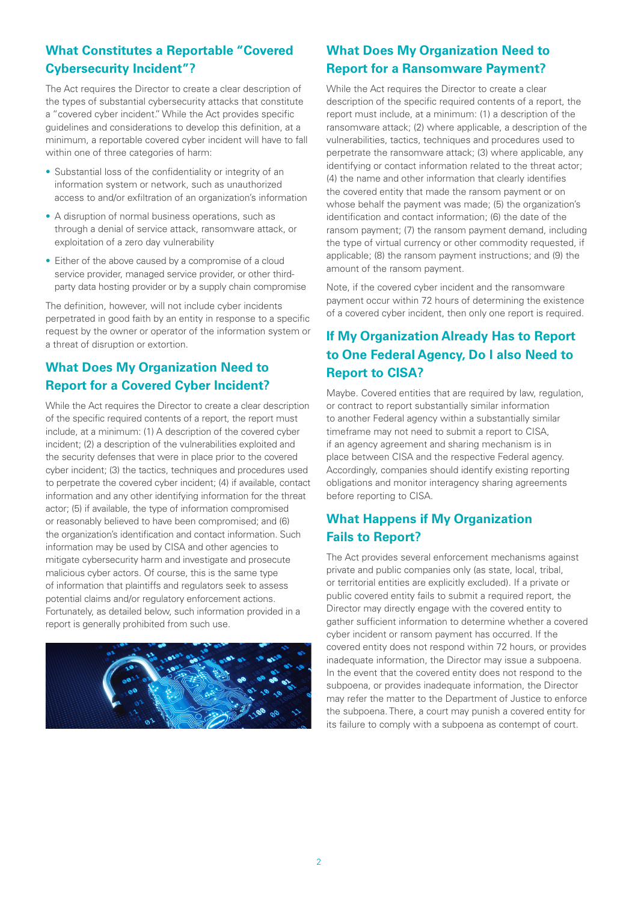## What Constitutes a Reportable "Covered Cybersecurity Incident"?

The Act requires the Director to create a clear description of the types of substantial cybersecurity attacks that constitute a "covered cyber incident." While the Act provides specific guidelines and considerations to develop this definition, at a minimum, a reportable covered cyber incident will have to fall within one of three categories of harm:

- Substantial loss of the confidentiality or integrity of an information system or network, such as unauthorized access to and/or exfiltration of an organization's information
- A disruption of normal business operations, such as through a denial of service attack, ransomware attack, or exploitation of a zero day vulnerability
- Either of the above caused by a compromise of a cloud service provider, managed service provider, or other third-party data hosting provider or by a supply chain compromise

The definition, however, will not include cyber incidents perpetrated in good faith by an entity in response to a specific request by the owner or operator of the information system or a threat of disruption or extortion.

## What Does My Organization Need to Report for a Covered Cyber Incident?

While the Act requires the Director to create a clear description of the specific required contents of a report, the report must include, at a minimum: (1) A description of the covered cyber incident; (2) a description of the vulnerabilities exploited and the security defenses that were in place prior to the covered cyber incident; (3) the tactics, techniques and procedures used to perpetrate the covered cyber incident; (4) if available, contact information and any other identifying information for the threat actor; (5) if available, the type of information compromised or reasonably believed to have been compromised; and (6) the organization's identification and contact information. Such information may be used by CISA and other agencies to mitigate cybersecurity harm and investigate and prosecute malicious cyber actors. Of course, this is the same type of information that plaintiffs and regulators seek to assess potential claims and/or regulatory enforcement actions. Fortunately, as detailed below, such information provided in a report is generally prohibited from such use.

## What Does My Organization Need to Report for a Ransomware Payment?

While the Act requires the Director to create a clear description of the specific required contents of a report, the report must include, at a minimum: (1) a description of the ransomware attack; (2) where applicable, a description of the vulnerabilities, tactics, techniques and procedures used to perpetrate the ransomware attack; (3) where applicable, any identifying or contact information related to the threat actor; (4) the name and other information that clearly identifies the covered entity that made the ransom payment or on whose behalf the payment was made; (5) the organization's identification and contact information; (6) the date of the ransom payment; (7) the ransom payment demand, including the type of virtual currency or other commodity requested, if applicable; (8) the ransom payment instructions; and (9) the amount of the ransom payment.

Note, if the covered cyber incident and the ransomware payment occur within 72 hours of determining the existence of a covered cyber incident, then only one report is required.

## If My Organization Already Has to Report to One Federal Agency, Do I also Need to Report to CISA?

Maybe. Covered entities that are required by law, regulation, or contract to report substantially similar information to another Federal agency within a substantially similar timeframe may not need to submit a report to CISA, if an agency agreement and sharing mechanism is in place between CISA and the respective Federal agency. Accordingly, companies should identify existing reporting obligations and monitor interagency sharing agreements before reporting to CISA.

## What Happens if My Organization Fails to Report?

The Act provides several enforcement mechanisms against private and public companies only (as state, local, tribal, or territorial entities are explicitly excluded). If a private or public covered entity fails to submit a required report, the Director may directly engage with the covered entity to gather sufficient information to determine whether a covered cyber incident or ransom payment has occurred. If the covered entity does not respond within 72 hours, or provides inadequate information, the Director may issue a subpoena. In the event that the covered entity does not respond to the subpoena, or provides inadequate information, the Director may refer the matter to the Department of Justice to enforce the subpoena. There, a court may punish a covered entity for its failure to comply with a subpoena as contempt of court.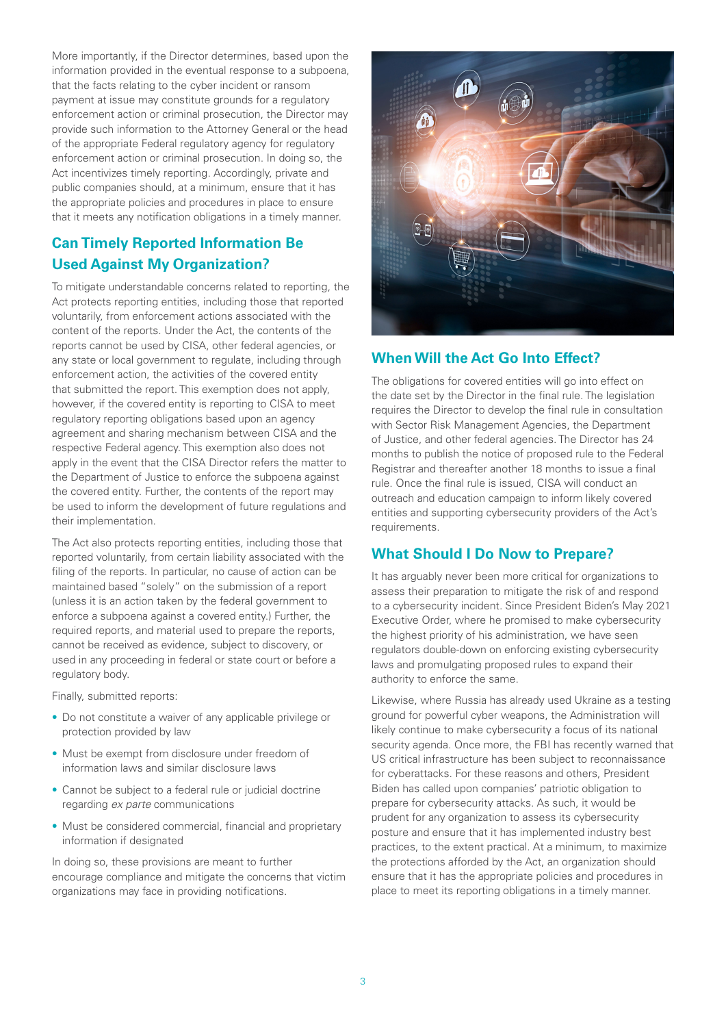More importantly, if the Director determines, based upon the information provided in the eventual response to a subpoena, that the facts relating to the cyber incident or ransom payment at issue may constitute grounds for a regulatory enforcement action or criminal prosecution, the Director may provide such information to the Attorney General or the head of the appropriate Federal regulatory agency for regulatory enforcement action or criminal prosecution. In doing so, the Act incentivizes timely reporting. Accordingly, private and public companies should, at a minimum, ensure that it has the appropriate policies and procedures in place to ensure that it meets any notification obligations in a timely manner.

## Can Timely Reported Information Be Used Against My Organization?

To mitigate understandable concerns related to reporting, the Act protects reporting entities, including those that reported voluntarily, from enforcement actions associated with the content of the reports. Under the Act, the contents of the reports cannot be used by CISA, other federal agencies, or any state or local government to regulate, including through enforcement action, the activities of the covered entity that submitted the report. This exemption does not apply, however, if the covered entity is reporting to CISA to meet regulatory reporting obligations based upon an agency agreement and sharing mechanism between CISA and the respective Federal agency. This exemption also does not apply in the event that the CISA Director refers the matter to the Department of Justice to enforce the subpoena against the covered entity. Further, the contents of the report may be used to inform the development of future regulations and their implementation.

The Act also protects reporting entities, including those that reported voluntarily, from certain liability associated with the filing of the reports. In particular, no cause of action can be maintained based "solely" on the submission of a report (unless it is an action taken by the federal government to enforce a subpoena against a covered entity.) Further, the required reports, and material used to prepare the reports, cannot be received as evidence, subject to discovery, or used in any proceeding in federal or state court or before a regulatory body.

Finally, submitted reports:

- Do not constitute a waiver of any applicable privilege or protection provided by law
- Must be exempt from disclosure under freedom of information laws and similar disclosure laws
- Cannot be subject to a federal rule or judicial doctrine regarding *ex parte* communications
- Must be considered commercial, financial and proprietary information if designated

In doing so, these provisions are meant to further encourage compliance and mitigate the concerns that victim organizations may face in providing notifications.

## When Will the Act Go Into Effect?

The obligations for covered entities will go into effect on the date set by the Director in the final rule. The legislation requires the Director to develop the final rule in consultation with Sector Risk Management Agencies, the Department of Justice, and other federal agencies. The Director has 24 months to publish the notice of proposed rule to the Federal Registrar and thereafter another 18 months to issue a final rule. Once the final rule is issued, CISA will conduct an outreach and education campaign to inform likely covered entities and supporting cybersecurity providers of the Act's requirements.

## What Should I Do Now to Prepare?

It has arguably never been more critical for organizations to assess their preparation to mitigate the risk of and respond to a cybersecurity incident. Since President Biden's May 2021 Executive Order, where he promised to make cybersecurity the highest priority of his administration, we have seen regulators double-down on enforcing existing cybersecurity laws and promulgating proposed rules to expand their authority to enforce the same.

Likewise, where Russia has already used Ukraine as a testing ground for powerful cyber weapons, the Administration will likely continue to make cybersecurity a focus of its national security agenda. Once more, the FBI has recently warned that US critical infrastructure has been subject to reconnaissance for cyberattacks. For these reasons and others, President Biden has called upon companies' patriotic obligation to prepare for cybersecurity attacks. As such, it would be prudent for any organization to assess its cybersecurity posture and ensure that it has implemented industry best practices, to the extent practical. At a minimum, to maximize the protections afforded by the Act, an organization should ensure that it has the appropriate policies and procedures in place to meet its reporting obligations in a timely manner.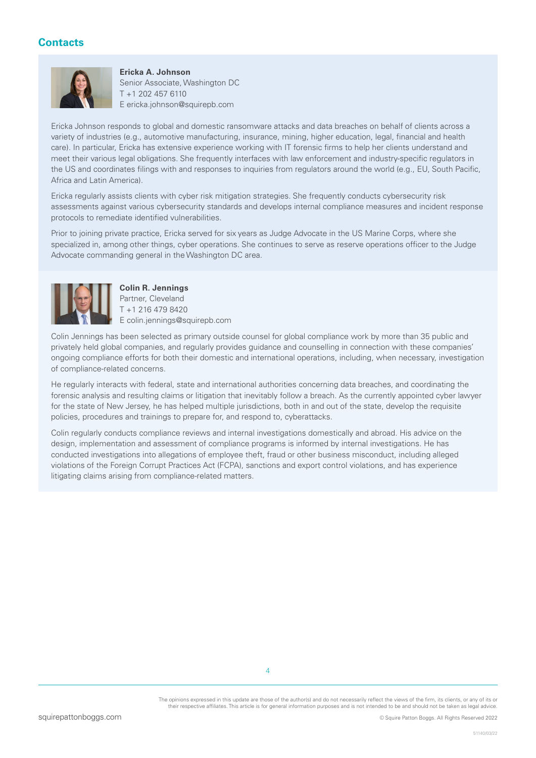## Contacts

**Ericka A. Johnson**
Senior Associate, Washington DC
T +1 202 457 6110
E ericka.johnson@squirepb.com

Ericka Johnson responds to global and domestic ransomware attacks and data breaches on behalf of clients across a variety of industries (e.g., automotive manufacturing, insurance, mining, higher education, legal, financial and health care). In particular, Ericka has extensive experience working with IT forensic firms to help her clients understand and meet their various legal obligations. She frequently interfaces with law enforcement and industry-specific regulators in the US and coordinates filings with and responses to inquiries from regulators around the world (e.g., EU, South Pacific, Africa and Latin America).

Ericka regularly assists clients with cyber risk mitigation strategies. She frequently conducts cybersecurity risk assessments against various cybersecurity standards and develops internal compliance measures and incident response protocols to remediate identified vulnerabilities.

Prior to joining private practice, Ericka served for six years as Judge Advocate in the US Marine Corps, where she specialized in, among other things, cyber operations. She continues to serve as reserve operations officer to the Judge Advocate commanding general in the Washington DC area.

**Colin R. Jennings**
Partner, Cleveland
T +1 216 479 8420
E colin.jennings@squirepb.com

Colin Jennings has been selected as primary outside counsel for global compliance work by more than 35 public and privately held global companies, and regularly provides guidance and counselling in connection with these companies' ongoing compliance efforts for both their domestic and international operations, including, when necessary, investigation of compliance-related concerns.

He regularly interacts with federal, state and international authorities concerning data breaches, and coordinating the forensic analysis and resulting claims or litigation that inevitably follow a breach. As the currently appointed cyber lawyer for the state of New Jersey, he has helped multiple jurisdictions, both in and out of the state, develop the requisite policies, procedures and trainings to prepare for, and respond to, cyberattacks.

Colin regularly conducts compliance reviews and internal investigations domestically and abroad. His advice on the design, implementation and assessment of compliance programs is informed by internal investigations. He has conducted investigations into allegations of employee theft, fraud or other business misconduct, including alleged violations of the Foreign Corrupt Practices Act (FCPA), sanctions and export control violations, and has experience litigating claims arising from compliance-related matters.

The opinions expressed in this update are those of the author(s) and do not necessarily reflect the views of the firm, its clients, or any of its or their respective affiliates. This article is for general information purposes and is not intended to be and should not be taken as legal advice.

squirepattonboggs.com

© Squire Patton Boggs. All Rights Reserved 2022

51140/03/22